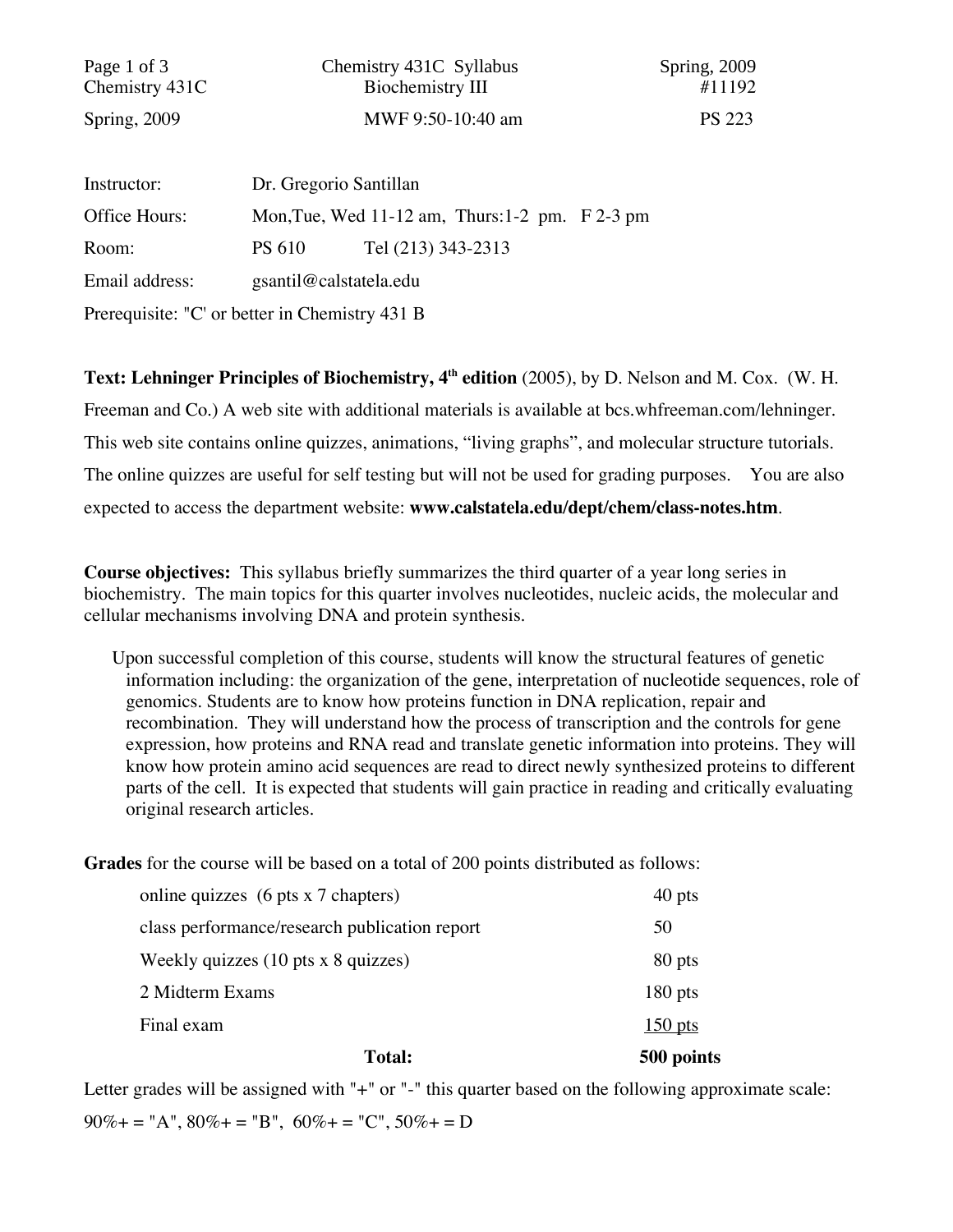Chemistry 431C Syllabus | Spring, 2009

Chemistry 431C | Biochemistry III | #11192

Spring, 2009 | MWF 9:50-10:40 am | PS 223

Instructor: Dr. Gregorio Santillan

Office Hours: Mon,Tue, Wed 11-12 am, Thurs:1-2 pm. F 2-3 pm

Room: PS 610 Tel (213) 343-2313

Email address: gsantil@calstatela.edu

Prerequisite: "C' or better in Chemistry 431 B

**Text: Lehninger Principles of Biochemistry, 4th edition** (2005), by D. Nelson and M. Cox. (W. H. Freeman and Co.) A web site with additional materials is available at bcs.whfreeman.com/lehninger. This web site contains online quizzes, animations, "living graphs", and molecular structure tutorials. The online quizzes are useful for self testing but will not be used for grading purposes. You are also expected to access the department website: **www.calstatela.edu/dept/chem/class-notes.htm**.

**Course objectives:** This syllabus briefly summarizes the third quarter of a year long series in biochemistry. The main topics for this quarter involves nucleotides, nucleic acids, the molecular and cellular mechanisms involving DNA and protein synthesis.

Upon successful completion of this course, students will know the structural features of genetic information including: the organization of the gene, interpretation of nucleotide sequences, role of genomics. Students are to know how proteins function in DNA replication, repair and recombination. They will understand how the process of transcription and the controls for gene expression, how proteins and RNA read and translate genetic information into proteins. They will know how protein amino acid sequences are read to direct newly synthesized proteins to different parts of the cell. It is expected that students will gain practice in reading and critically evaluating original research articles.

**Grades** for the course will be based on a total of 200 points distributed as follows:

| | |
|---|---|
| online quizzes (6 pts x 7 chapters) | 40 pts |
| class performance/research publication report | 50 |
| Weekly quizzes (10 pts x 8 quizzes) | 80 pts |
| 2 Midterm Exams | 180 pts |
| Final exam | 150 pts |
| **Total:** | **500 points** |

Letter grades will be assigned with "+" or "-" this quarter based on the following approximate scale:

90%+ = "A", 80%+ = "B", 60%+ = "C", 50%+ = D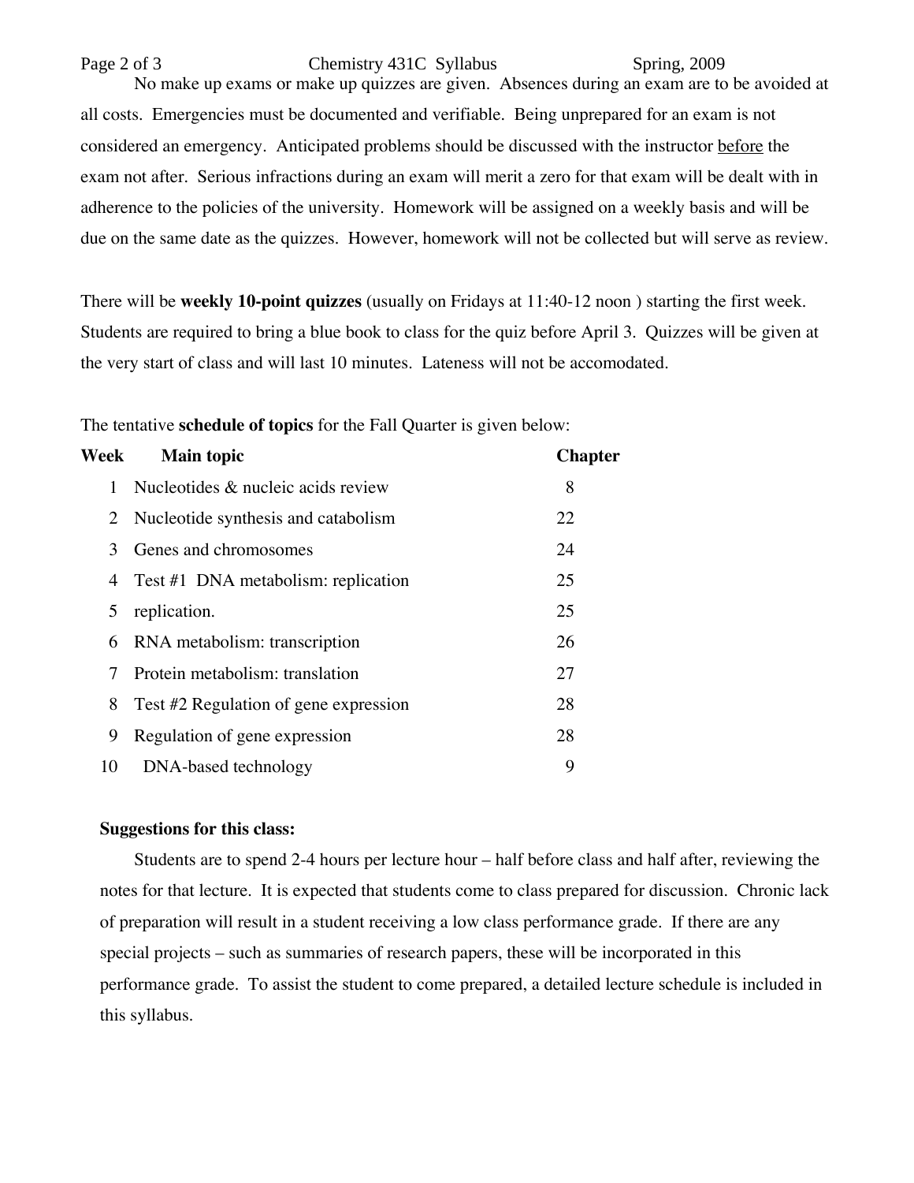No make up exams or make up quizzes are given. Absences during an exam are to be avoided at all costs. Emergencies must be documented and verifiable. Being unprepared for an exam is not considered an emergency. Anticipated problems should be discussed with the instructor before the exam not after. Serious infractions during an exam will merit a zero for that exam will be dealt with in adherence to the policies of the university. Homework will be assigned on a weekly basis and will be due on the same date as the quizzes. However, homework will not be collected but will serve as review.

There will be **weekly 10-point quizzes** (usually on Fridays at 11:40-12 noon ) starting the first week. Students are required to bring a blue book to class for the quiz before April 3. Quizzes will be given at the very start of class and will last 10 minutes. Lateness will not be accomodated.

The tentative **schedule of topics** for the Fall Quarter is given below:

| Week | Main topic | Chapter |
|---|---|---|
| 1 | Nucleotides & nucleic acids review | 8 |
| 2 | Nucleotide synthesis and catabolism | 22 |
| 3 | Genes and chromosomes | 24 |
| 4 | Test #1 DNA metabolism: replication | 25 |
| 5 | replication. | 25 |
| 6 | RNA metabolism: transcription | 26 |
| 7 | Protein metabolism: translation | 27 |
| 8 | Test #2 Regulation of gene expression | 28 |
| 9 | Regulation of gene expression | 28 |
| 10 | DNA-based technology | 9 |

**Suggestions for this class:**

Students are to spend 2-4 hours per lecture hour – half before class and half after, reviewing the notes for that lecture. It is expected that students come to class prepared for discussion. Chronic lack of preparation will result in a student receiving a low class performance grade. If there are any special projects – such as summaries of research papers, these will be incorporated in this performance grade. To assist the student to come prepared, a detailed lecture schedule is included in this syllabus.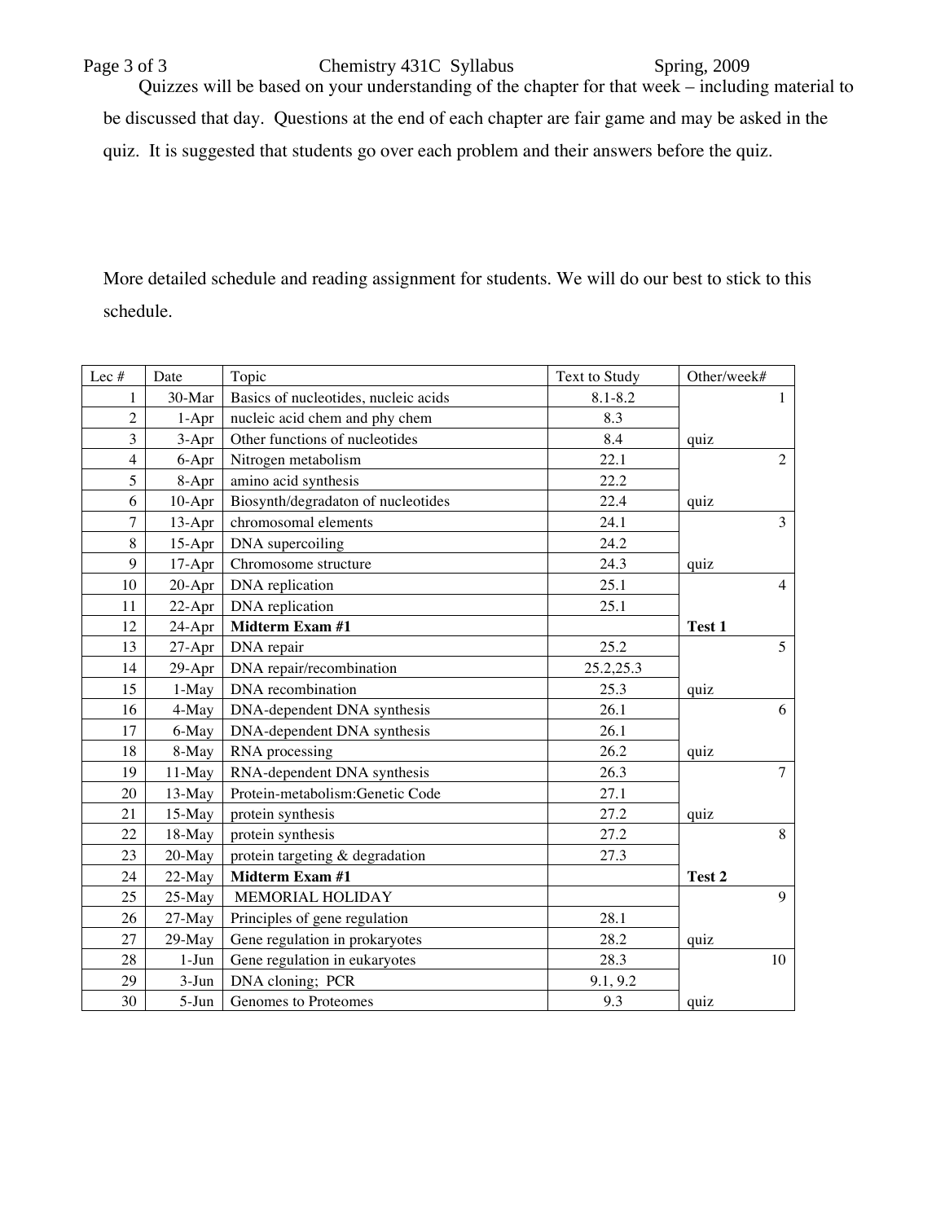Quizzes will be based on your understanding of the chapter for that week – including material to be discussed that day. Questions at the end of each chapter are fair game and may be asked in the quiz. It is suggested that students go over each problem and their answers before the quiz.

More detailed schedule and reading assignment for students. We will do our best to stick to this schedule.

| Lec # | Date | Topic | Text to Study | Other/week# |
|---|---|---|---|---|
| 1 | 30-Mar | Basics of nucleotides, nucleic acids | 8.1-8.2 | 1 |
| 2 | 1-Apr | nucleic acid chem and phy chem | 8.3 | |
| 3 | 3-Apr | Other functions of nucleotides | 8.4 | quiz |
| 4 | 6-Apr | Nitrogen metabolism | 22.1 | 2 |
| 5 | 8-Apr | amino acid synthesis | 22.2 | |
| 6 | 10-Apr | Biosynth/degradaton of nucleotides | 22.4 | quiz |
| 7 | 13-Apr | chromosomal elements | 24.1 | 3 |
| 8 | 15-Apr | DNA supercoiling | 24.2 | |
| 9 | 17-Apr | Chromosome structure | 24.3 | quiz |
| 10 | 20-Apr | DNA replication | 25.1 | 4 |
| 11 | 22-Apr | DNA replication | 25.1 | |
| 12 | 24-Apr | **Midterm Exam #1** | | **Test 1** |
| 13 | 27-Apr | DNA repair | 25.2 | 5 |
| 14 | 29-Apr | DNA repair/recombination | 25.2,25.3 | |
| 15 | 1-May | DNA recombination | 25.3 | quiz |
| 16 | 4-May | DNA-dependent DNA synthesis | 26.1 | 6 |
| 17 | 6-May | DNA-dependent DNA synthesis | 26.1 | |
| 18 | 8-May | RNA processing | 26.2 | quiz |
| 19 | 11-May | RNA-dependent DNA synthesis | 26.3 | 7 |
| 20 | 13-May | Protein-metabolism:Genetic Code | 27.1 | |
| 21 | 15-May | protein synthesis | 27.2 | quiz |
| 22 | 18-May | protein synthesis | 27.2 | 8 |
| 23 | 20-May | protein targeting & degradation | 27.3 | |
| 24 | 22-May | **Midterm Exam #1** | | **Test 2** |
| 25 | 25-May | MEMORIAL HOLIDAY | | 9 |
| 26 | 27-May | Principles of gene regulation | 28.1 | |
| 27 | 29-May | Gene regulation in prokaryotes | 28.2 | quiz |
| 28 | 1-Jun | Gene regulation in eukaryotes | 28.3 | 10 |
| 29 | 3-Jun | DNA cloning; PCR | 9.1, 9.2 | |
| 30 | 5-Jun | Genomes to Proteomes | 9.3 | quiz |